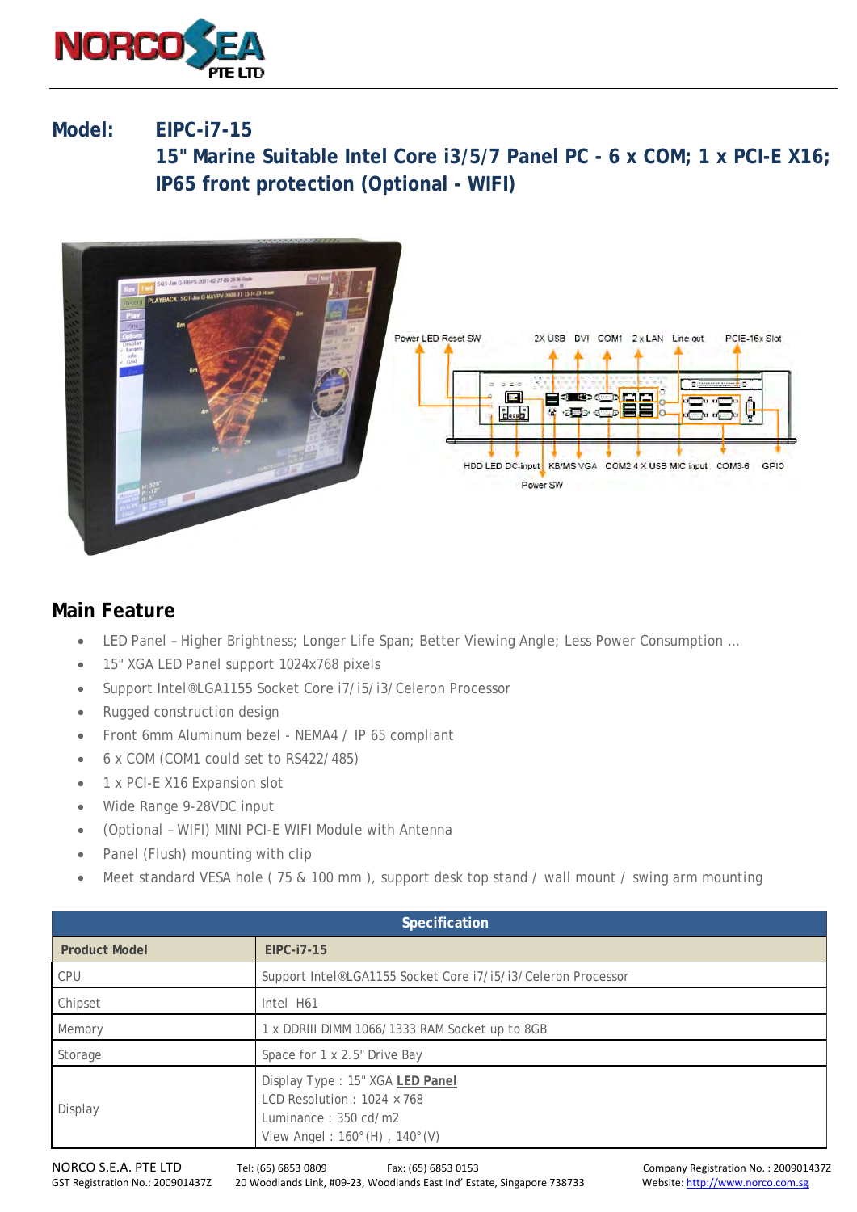**Model:** **EIPC-i7-15**

## 15" Marine Suitable Intel Core i3/5/7 Panel PC - 6 x COM; 1 x PCI-E X16; IP65 front protection (Optional - WIFI)

Power LED Reset SW | 2X USB | DVI | COM1 | 2 x LAN | Line out | PCIE-16x Slot

HDD LED | DC-input | KB/MS | VGA | COM2 | 4 X USB | MIC input | COM3-6 | GPIO

Power SW

## Main Feature

- LED Panel – Higher Brightness; Longer Life Span; Better Viewing Angle; Less Power Consumption …
- 15" XGA LED Panel support 1024x768 pixels
- Support Intel®LGA1155 Socket Core i7/ i5/ i3/ Celeron Processor
- Rugged construction design
- Front 6mm Aluminum bezel - NEMA4 / IP 65 compliant
- 6 x COM (COM1 could set to RS422/ 485)
- 1 x PCI-E X16 Expansion slot
- Wide Range 9-28VDC input
- (Optional – WIFI) MINI PCI-E WIFI Module with Antenna
- Panel (Flush) mounting with clip
- Meet standard VESA hole ( 75 & 100 mm ), support desk top stand / wall mount / swing arm mounting

| Specification | |
|---|---|
| **Product Model** | **EIPC-i7-15** |
| CPU | Support Intel®LGA1155 Socket Core i7/ i5/ i3/ Celeron Processor |
| Chipset | Intel H61 |
| Memory | 1 x DDRIII DIMM 1066/ 1333 RAM Socket up to 8GB |
| Storage | Space for 1 x 2.5" Drive Bay |
| Display | Display Type : 15" XGA **LED Panel**<br>LCD Resolution : 1024 × 768<br>Luminance : 350 cd/ m2<br>View Angel : 160°(H) , 140°(V) |

NORCO S.E.A. PTE LTD Tel: (65) 6853 0809 Fax: (65) 6853 0153 Company Registration No. : 200901437Z
GST Registration No.: 200901437Z 20 Woodlands Link, #09-23, Woodlands East Ind' Estate, Singapore 738733 Website: http://www.norco.com.sg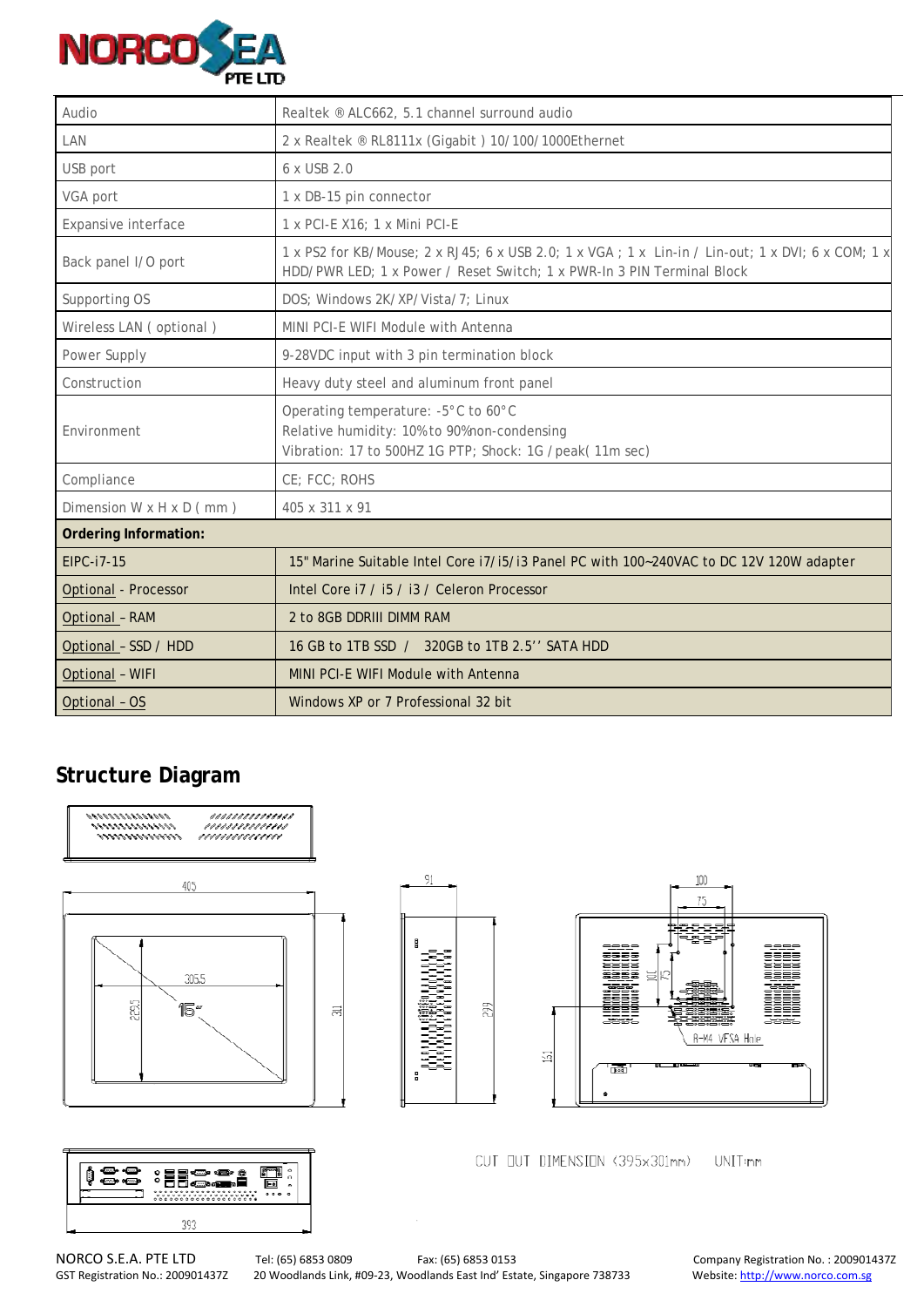| | |
|---|---|
| Audio | Realtek ® ALC662, 5.1 channel surround audio |
| LAN | 2 x Realtek ® RL8111x (Gigabit ) 10/100/1000Ethernet |
| USB port | 6 x USB 2.0 |
| VGA port | 1 x DB-15 pin connector |
| Expansive interface | 1 x PCI-E X16; 1 x Mini PCI-E |
| Back panel I/O port | 1 x PS2 for KB/Mouse; 2 x RJ45; 6 x USB 2.0; 1 x VGA ; 1 x Lin-in / Lin-out; 1 x DVI; 6 x COM; 1 x HDD/PWR LED; 1 x Power / Reset Switch; 1 x PWR-In 3 PIN Terminal Block |
| Supporting OS | DOS; Windows 2K/XP/Vista/7; Linux |
| Wireless LAN ( optional ) | MINI PCI-E WIFI Module with Antenna |
| Power Supply | 9-28VDC input with 3 pin termination block |
| Construction | Heavy duty steel and aluminum front panel |
| Environment | Operating temperature: -5°C to 60°C<br>Relative humidity: 10% to 90% non-condensing<br>Vibration: 17 to 500HZ 1G PTP; Shock: 1G / peak( 11m sec) |
| Compliance | CE; FCC; ROHS |
| Dimension W x H x D ( mm ) | 405 x 311 x 91 |
| **Ordering Information:** | |
| EIPC-i7-15 | 15" Marine Suitable Intel Core i7/i5/i3 Panel PC with 100~240VAC to DC 12V 120W adapter |
| Optional - Processor | Intel Core i7 / i5 / i3 / Celeron Processor |
| Optional – RAM | 2 to 8GB DDRIII DIMM RAM |
| Optional – SSD / HDD | 16 GB to 1TB SSD / 320GB to 1TB 2.5'' SATA HDD |
| Optional – WIFI | MINI PCI-E WIFI Module with Antenna |
| Optional – OS | Windows XP or 7 Professional 32 bit |

## Structure Diagram

405
305.5
225.5
15"
311
91
273
100
75
101
75
4-M4 VESA Hole
151
393

CUT OUT DIMENSION (395x301mm) UNIT:mm

NORCO S.E.A. PTE LTD
GST Registration No.: 200901437Z
Tel: (65) 6853 0809
Fax: (65) 6853 0153
20 Woodlands Link, #09-23, Woodlands East Ind' Estate, Singapore 738733
Company Registration No. : 200901437Z
Website: http://www.norco.com.sg